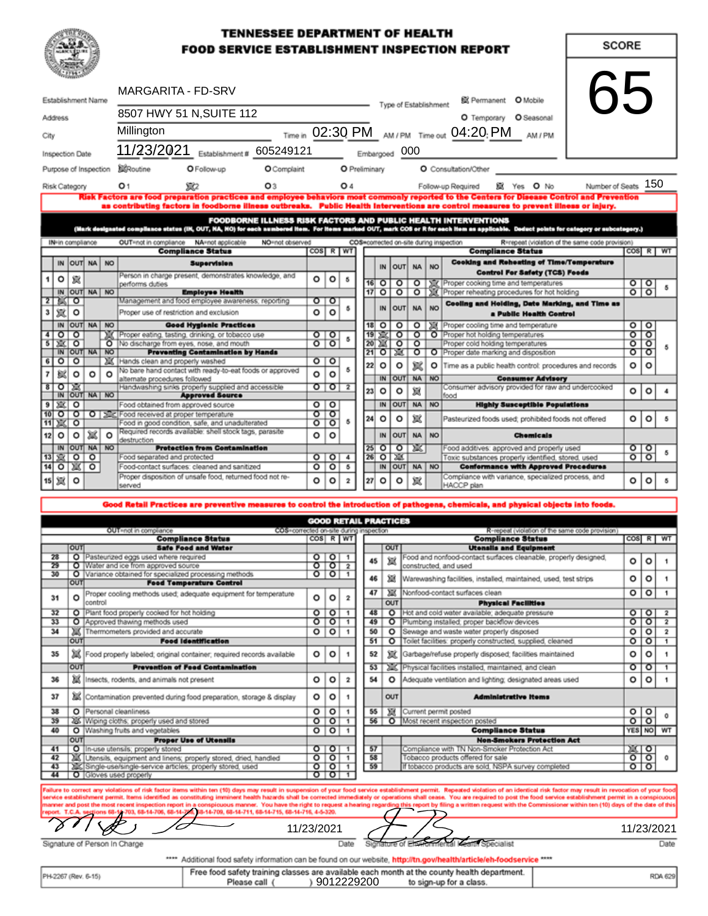# TENNESSEE DEPARTMENT OF HEALTH
## FOOD SERVICE ESTABLISHMENT INSPECTION REPORT

**SCORE: 65**

| | |
|---|---|
| Establishment Name | MARGARITA - FD-SRV |
| Address | 8507 HWY 51 N,SUITE 112 |
| City | Millington |
| Inspection Date | 11/23/2021 |
| Establishment # | 605249121 |
| Type of Establishment | ☒ Permanent O Mobile O Temporary O Seasonal |
| Time in | 02:30 PM |
| Time out | 04:20 PM |
| Embargoed | 000 |
| Purpose of Inspection | ☒ Routine O Follow-up O Complaint O Preliminary O Consultation/Other |
| Risk Category | O 1 ☒ 2 O 3 O 4 |
| Follow-up Required | ☒ Yes O No |
| Number of Seats | 150 |

**Risk Factors are food preparation practices and employee behaviors most commonly reported to the Centers for Disease Control and Prevention as contributing factors in foodborne illness outbreaks. Public Health Interventions are control measures to prevent illness or injury.**

### FOODBORNE ILLNESS RISK FACTORS AND PUBLIC HEALTH INTERVENTIONS

(Mark designated compliance status (IN, OUT, NA, NO) for each numbered item. For items marked OUT, mark COS or R for each item as applicable. Deduct points for category or subcategory.)

IN=in compliance OUT=not in compliance NA=not applicable NO=not observed COS=corrected on-site during inspection R=repeat (violation of the same code provision)

| # | Status | Item | COS | R | WT |
|---|---|---|---|---|---|
| | | **Supervision** | | | |
| 1 | OUT | Person in charge present, demonstrates knowledge, and performs duties | O | O | 5 |
| | | **Employee Health** | | | |
| 2 | IN | Management and food employee awareness; reporting | O | O | 5 |
| 3 | IN | Proper use of restriction and exclusion | O | O | |
| | | **Good Hygienic Practices** | | | |
| 4 | NO | Proper eating, tasting, drinking, or tobacco use | O | O | 5 |
| 5 | IN | No discharge from eyes, nose, and mouth | O | O | |
| | | **Preventing Contamination by Hands** | | | |
| 6 | NO | Hands clean and properly washed | O | O | 5 |
| 7 | IN | No bare hand contact with ready-to-eat foods or approved alternate procedures followed | O | O | |
| 8 | OUT | Handwashing sinks properly supplied and accessible | O | O | 2 |
| | | **Approved Source** | | | |
| 9 | IN | Food obtained from approved source | O | O | 5 |
| 10 | NO | Food received at proper temperature | O | O | |
| 11 | IN | Food in good condition, safe, and unadulterated | O | O | |
| 12 | NA | Required records available: shell stock tags, parasite destruction | O | O | |
| | | **Protection from Contamination** | | | |
| 13 | IN | Food separated and protected | O | O | 4 |
| 14 | NA | Food-contact surfaces: cleaned and sanitized | O | O | 5 |
| 15 | IN | Proper disposition of unsafe food, returned food not re-served | O | O | 2 |
| | | **Cooking and Reheating of Time/Temperature Control For Safety (TCS) Foods** | | | |
| 16 | NO | Proper cooking time and temperatures | O | O | 5 |
| 17 | NO | Proper reheating procedures for hot holding | O | O | |
| | | **Cooling and Holding, Date Marking, and Time as a Public Health Control** | | | |
| 18 | NO | Proper cooling time and temperature | O | O | 5 |
| 19 | IN | Proper hot holding temperatures | O | O | |
| 20 | IN | Proper cold holding temperatures | O | O | |
| 21 | OUT | Proper date marking and disposition | O | O | |
| 22 | NA | Time as a public health control: procedures and records | O | O | |
| | | **Consumer Advisory** | | | |
| 23 | NA | Consumer advisory provided for raw and undercooked food | O | O | 4 |
| | | **Highly Susceptible Populations** | | | |
| 24 | NA | Pasteurized foods used; prohibited foods not offered | O | O | 5 |
| | | **Chemicals** | | | |
| 25 | NA | Food additives: approved and properly used | O | O | 5 |
| 26 | OUT | Toxic substances properly identified, stored, used | O | O | |
| | | **Conformance with Approved Procedures** | | | |
| 27 | NA | Compliance with variance, specialized process, and HACCP plan | O | O | 5 |

**Good Retail Practices are preventive measures to control the introduction of pathogens, chemicals, and physical objects into foods.**

### GOOD RETAIL PRACTICES

OUT=not in compliance COS=corrected on-site during inspection R=repeat (violation of the same code provision)

| # | OUT | Item | COS | R | WT |
|---|---|---|---|---|---|
| | | **Safe Food and Water** | | | |
| 28 | O | Pasteurized eggs used where required | O | O | 1 |
| 29 | O | Water and ice from approved source | O | O | 2 |
| 30 | O | Variance obtained for specialized processing methods | O | O | 1 |
| | | **Food Temperature Control** | | | |
| 31 | O | Proper cooling methods used; adequate equipment for temperature control | O | O | 2 |
| 32 | O | Plant food properly cooked for hot holding | O | O | 1 |
| 33 | O | Approved thawing methods used | O | O | 1 |
| 34 | ☒ | Thermometers provided and accurate | O | O | 1 |
| | | **Food Identification** | | | |
| 35 | ☒ | Food properly labeled; original container; required records available | O | O | 1 |
| | | **Prevention of Food Contamination** | | | |
| 36 | ☒ | Insects, rodents, and animals not present | O | O | 2 |
| 37 | ☒ | Contamination prevented during food preparation, storage & display | O | O | 1 |
| 38 | O | Personal cleanliness | O | O | 1 |
| 39 | ☒ | Wiping cloths; properly used and stored | O | O | 1 |
| 40 | O | Washing fruits and vegetables | O | O | 1 |
| | | **Proper Use of Utensils** | | | |
| 41 | O | In-use utensils; properly stored | O | O | 1 |
| 42 | ☒ | Utensils, equipment and linens; properly stored, dried, handled | O | O | 1 |
| 43 | ☒ | Single-use/single-service articles; properly stored, used | O | O | 1 |
| 44 | O | Gloves used properly | O | O | 1 |
| | | **Utensils and Equipment** | | | |
| 45 | ☒ | Food and nonfood-contact surfaces cleanable, properly designed, constructed, and used | O | O | 1 |
| 46 | ☒ | Warewashing facilities, installed, maintained, used, test strips | O | O | 1 |
| 47 | ☒ | Nonfood-contact surfaces clean | O | O | 1 |
| | | **Physical Facilities** | | | |
| 48 | O | Hot and cold water available; adequate pressure | O | O | 2 |
| 49 | O | Plumbing installed; proper backflow devices | O | O | 2 |
| 50 | O | Sewage and waste water properly disposed | O | O | 2 |
| 51 | O | Toilet facilities: properly constructed, supplied, cleaned | O | O | 1 |
| 52 | ☒ | Garbage/refuse properly disposed; facilities maintained | O | O | 1 |
| 53 | ☒ | Physical facilities installed, maintained, and clean | O | O | 1 |
| 54 | O | Adequate ventilation and lighting; designated areas used | O | O | 1 |
| | | **Administrative Items** | | | |
| 55 | ☒ | Current permit posted | O | O | 0 |
| 56 | O | Most recent inspection posted | O | O | |

| # | Compliance Status — Non-Smokers Protection Act | YES | NO | WT |
|---|---|---|---|---|
| 57 | Compliance with TN Non-Smoker Protection Act | ☒ | O | 0 |
| 58 | Tobacco products offered for sale | O | O | |
| 59 | If tobacco products are sold, NSPA survey completed | O | O | |

Failure to correct any violations of risk factor items within ten (10) days may result in suspension of your food service establishment permit. Repeated violation of an identical risk factor may result in revocation of your food service establishment permit. Items identified as constituting imminent health hazards shall be corrected immediately or operations shall cease. You are required to post the food service establishment permit in a conspicuous manner and post the most recent inspection report in a conspicuous manner. You have the right to request a hearing regarding this report by filing a written request with the Commissioner within ten (10) days of the date of this report. T.C.A. sections 68-14-703, 68-14-706, 68-14-708, 68-14-709, 68-14-711, 68-14-715, 68-14-716, 4-5-320.

Signature of Person In Charge — Date: 11/23/2021

Signature of Environmental Health Specialist — Date: 11/23/2021

**** Additional food safety information can be found on our website, http://tn.gov/health/article/eh-foodservice ****

PH-2267 (Rev. 6-15) — Free food safety training classes are available each month at the county health department. Please call ( ) 9012229200 to sign-up for a class. — RDA 629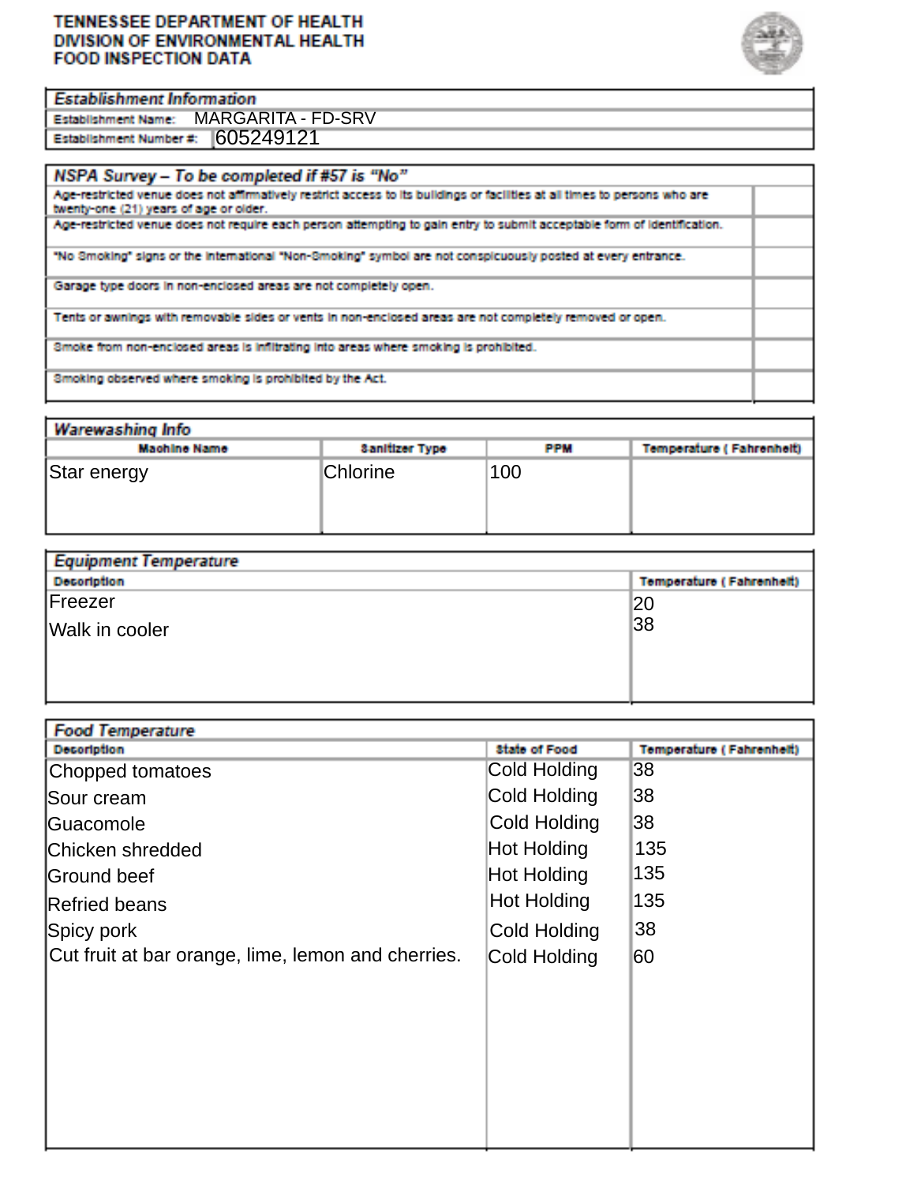# TENNESSEE DEPARTMENT OF HEALTH
# DIVISION OF ENVIRONMENTAL HEALTH
# FOOD INSPECTION DATA

## Establishment Information

| | |
|---|---|
| Establishment Name: | MARGARITA - FD-SRV |
| Establishment Number #: | 605249121 |

## NSPA Survey – To be completed if #57 is "No"

| | |
|---|---|
| Age-restricted venue does not affirmatively restrict access to its buildings or facilities at all times to persons who are twenty-one (21) years of age or older. | |
| Age-restricted venue does not require each person attempting to gain entry to submit acceptable form of identification. | |
| "No Smoking" signs or the international "Non-Smoking" symbol are not conspicuously posted at every entrance. | |
| Garage type doors in non-enclosed areas are not completely open. | |
| Tents or awnings with removable sides or vents in non-enclosed areas are not completely removed or open. | |
| Smoke from non-enclosed areas is infiltrating into areas where smoking is prohibited. | |
| Smoking observed where smoking is prohibited by the Act. | |

## Warewashing Info

| Machine Name | Sanitizer Type | PPM | Temperature ( Fahrenheit) |
|---|---|---|---|
| Star energy | Chlorine | 100 | |

## Equipment Temperature

| Description | Temperature ( Fahrenheit) |
|---|---|
| Freezer | 20 |
| Walk in cooler | 38 |

## Food Temperature

| Description | State of Food | Temperature ( Fahrenheit) |
|---|---|---|
| Chopped tomatoes | Cold Holding | 38 |
| Sour cream | Cold Holding | 38 |
| Guacomole | Cold Holding | 38 |
| Chicken shredded | Hot Holding | 135 |
| Ground beef | Hot Holding | 135 |
| Refried beans | Hot Holding | 135 |
| Spicy pork | Cold Holding | 38 |
| Cut fruit at bar orange, lime, lemon and cherries. | Cold Holding | 60 |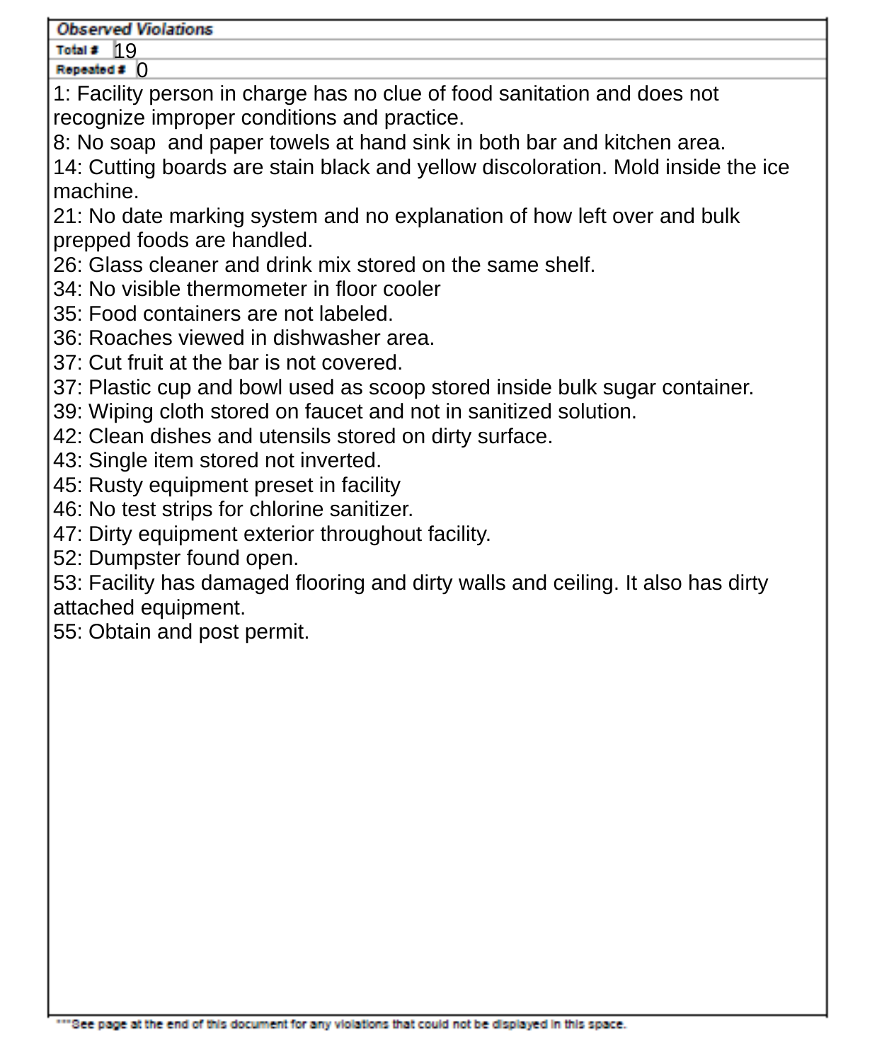**Observed Violations**

**Total #** 19

**Repeated #** 0

1: Facility person in charge has no clue of food sanitation and does not recognize improper conditions and practice.
8: No soap  and paper towels at hand sink in both bar and kitchen area.
14: Cutting boards are stain black and yellow discoloration. Mold inside the ice machine.
21: No date marking system and no explanation of how left over and bulk prepped foods are handled.
26: Glass cleaner and drink mix stored on the same shelf.
34: No visible thermometer in floor cooler
35: Food containers are not labeled.
36: Roaches viewed in dishwasher area.
37: Cut fruit at the bar is not covered.
37: Plastic cup and bowl used as scoop stored inside bulk sugar container.
39: Wiping cloth stored on faucet and not in sanitized solution.
42: Clean dishes and utensils stored on dirty surface.
43: Single item stored not inverted.
45: Rusty equipment preset in facility
46: No test strips for chlorine sanitizer.
47: Dirty equipment exterior throughout facility.
52: Dumpster found open.
53: Facility has damaged flooring and dirty walls and ceiling. It also has dirty attached equipment.
55: Obtain and post permit.

***See page at the end of this document for any violations that could not be displayed in this space.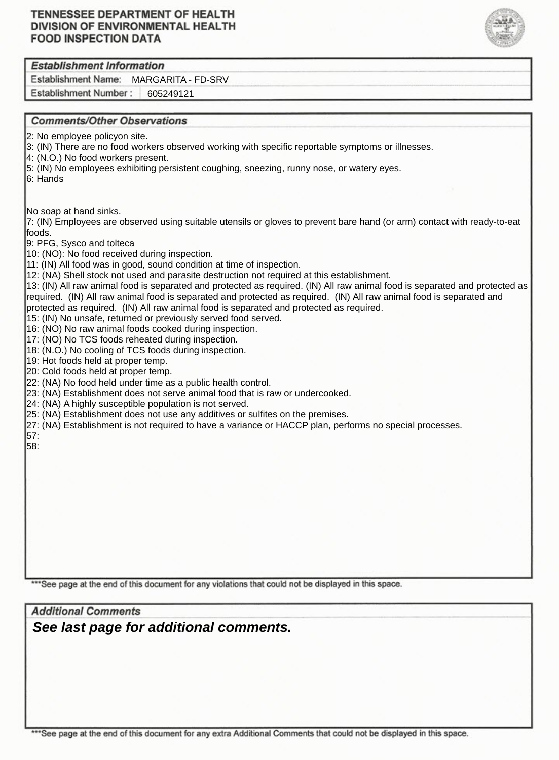# TENNESSEE DEPARTMENT OF HEALTH
# DIVISION OF ENVIRONMENTAL HEALTH
# FOOD INSPECTION DATA

## Establishment Information

Establishment Name: MARGARITA - FD-SRV

Establishment Number : 605249121

## Comments/Other Observations

2: No employee policyon site.
3: (IN) There are no food workers observed working with specific reportable symptoms or illnesses.
4: (N.O.) No food workers present.
5: (IN) No employees exhibiting persistent coughing, sneezing, runny nose, or watery eyes.
6: Hands

No soap at hand sinks.
7: (IN) Employees are observed using suitable utensils or gloves to prevent bare hand (or arm) contact with ready-to-eat foods.
9: PFG, Sysco and tolteca
10: (NO): No food received during inspection.
11: (IN) All food was in good, sound condition at time of inspection.
12: (NA) Shell stock not used and parasite destruction not required at this establishment.
13: (IN) All raw animal food is separated and protected as required. (IN) All raw animal food is separated and protected as required. (IN) All raw animal food is separated and protected as required. (IN) All raw animal food is separated and protected as required. (IN) All raw animal food is separated and protected as required.
15: (IN) No unsafe, returned or previously served food served.
16: (NO) No raw animal foods cooked during inspection.
17: (NO) No TCS foods reheated during inspection.
18: (N.O.) No cooling of TCS foods during inspection.
19: Hot foods held at proper temp.
20: Cold foods held at proper temp.
22: (NA) No food held under time as a public health control.
23: (NA) Establishment does not serve animal food that is raw or undercooked.
24: (NA) A highly susceptible population is not served.
25: (NA) Establishment does not use any additives or sulfites on the premises.
27: (NA) Establishment is not required to have a variance or HACCP plan, performs no special processes.
57:
58:

***See page at the end of this document for any violations that could not be displayed in this space.

## Additional Comments

***See last page for additional comments.***

***See page at the end of this document for any extra Additional Comments that could not be displayed in this space.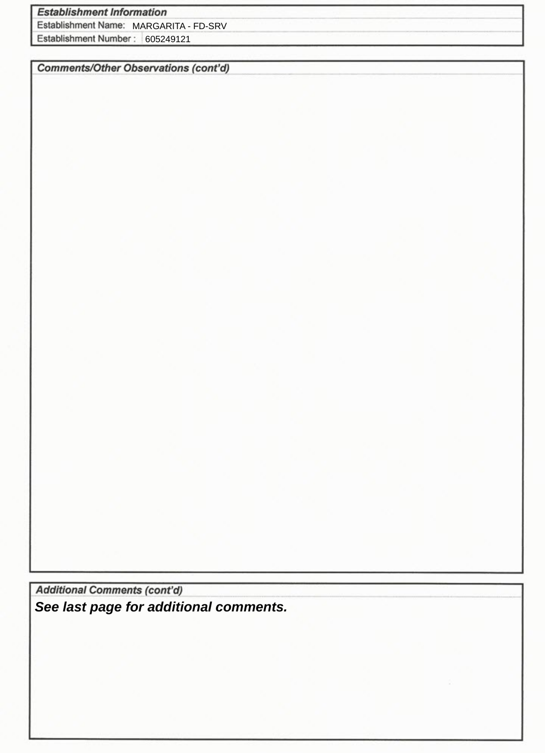## Establishment Information

| Establishment Name: | MARGARITA - FD-SRV |
|---|---|
| Establishment Number : | 605249121 |

## Comments/Other Observations (cont'd)

## Additional Comments (cont'd)

***See last page for additional comments.***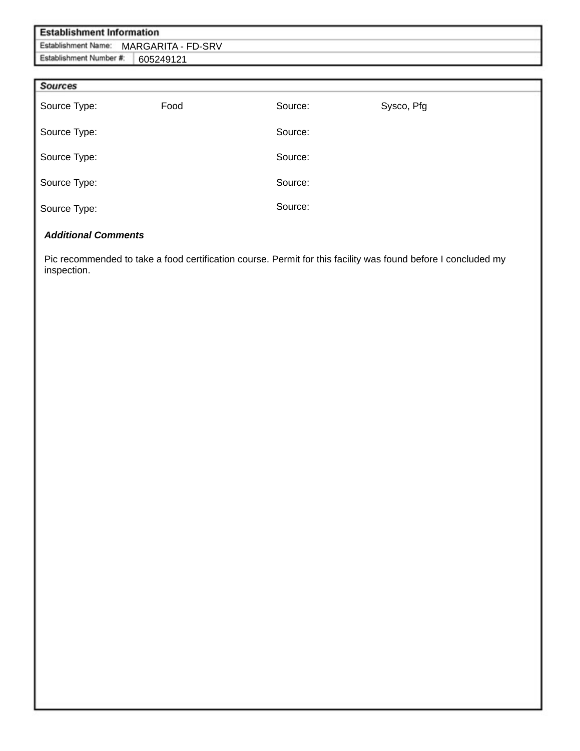## Establishment Information

| | |
|---|---|
| Establishment Name: | MARGARITA - FD-SRV |
| Establishment Number #: | 605249121 |

## *Sources*

| | | | |
|---|---|---|---|
| Source Type: | Food | Source: | Sysco, Pfg |
| Source Type: | | Source: | |
| Source Type: | | Source: | |
| Source Type: | | Source: | |
| Source Type: | | Source: | |

***Additional Comments***

Pic recommended to take a food certification course. Permit for this facility was found before I concluded my inspection.